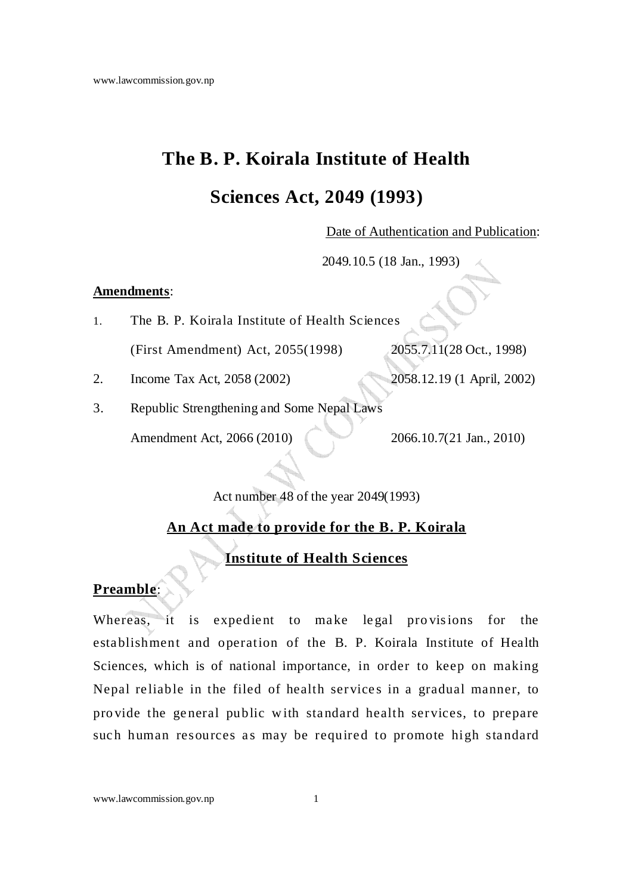# The B. P. Koirala Institute of Health Sciences Act, 2049 (1993)

Date of Authentication and Publication:

2049.10.5 (18 Jan., 1993)

**Amendments**:

| | | |
|---|---|---|
| 1. | The B. P. Koirala Institute of Health Sciences (First Amendment) Act, 2055(1998) | 2055.7.11(28 Oct., 1998) |
| 2. | Income Tax Act, 2058 (2002) | 2058.12.19 (1 April, 2002) |
| 3. | Republic Strengthening and Some Nepal Laws Amendment Act, 2066 (2010) | 2066.10.7(21 Jan., 2010) |

Act number 48 of the year 2049(1993)

## An Act made to provide for the B. P. Koirala Institute of Health Sciences

**Preamble**:

Whereas, it is expedient to make legal provisions for the establishment and operation of the B. P. Koirala Institute of Health Sciences, which is of national importance, in order to keep on making Nepal reliable in the filed of health services in a gradual manner, to provide the general public with standard health services, to prepare such human resources as may be required to promote high standard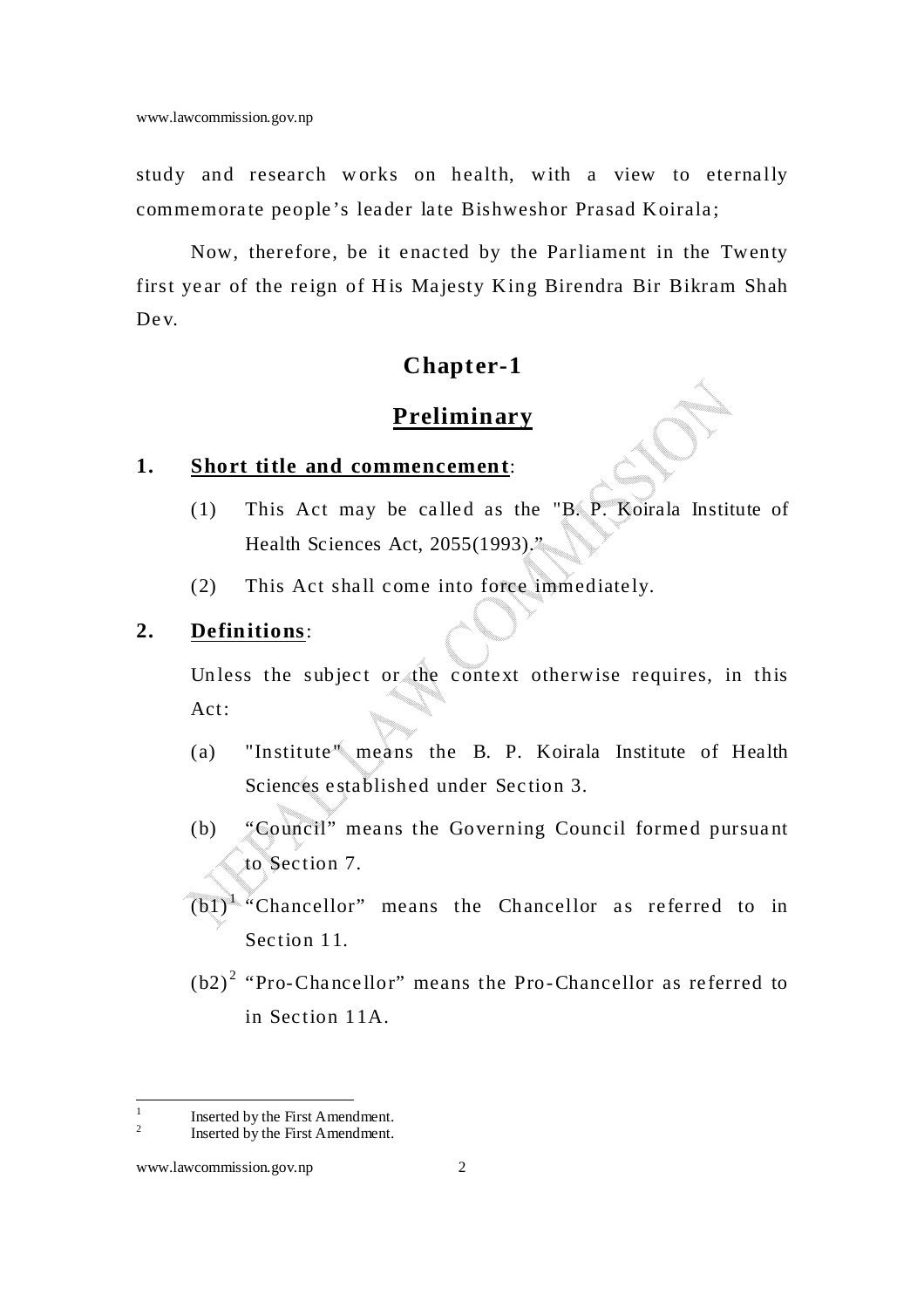study and research works on health, with a view to eternally commemorate people's leader late Bishweshor Prasad Koirala;

Now, therefore, be it enacted by the Parliament in the Twenty first year of the reign of His Majesty King Birendra Bir Bikram Shah Dev.

## Chapter-1

## Preliminary

**1. Short title and commencement:**

(1) This Act may be called as the "B. P. Koirala Institute of Health Sciences Act, 2055(1993)."

(2) This Act shall come into force immediately.

**2. Definitions:**

Unless the subject or the context otherwise requires, in this Act:

(a) "Institute" means the B. P. Koirala Institute of Health Sciences established under Section 3.

(b) "Council" means the Governing Council formed pursuant to Section 7.

(b1)[1] "Chancellor" means the Chancellor as referred to in Section 11.

(b2)[2] "Pro-Chancellor" means the Pro-Chancellor as referred to in Section 11A.

---

[1] Inserted by the First Amendment.

[2] Inserted by the First Amendment.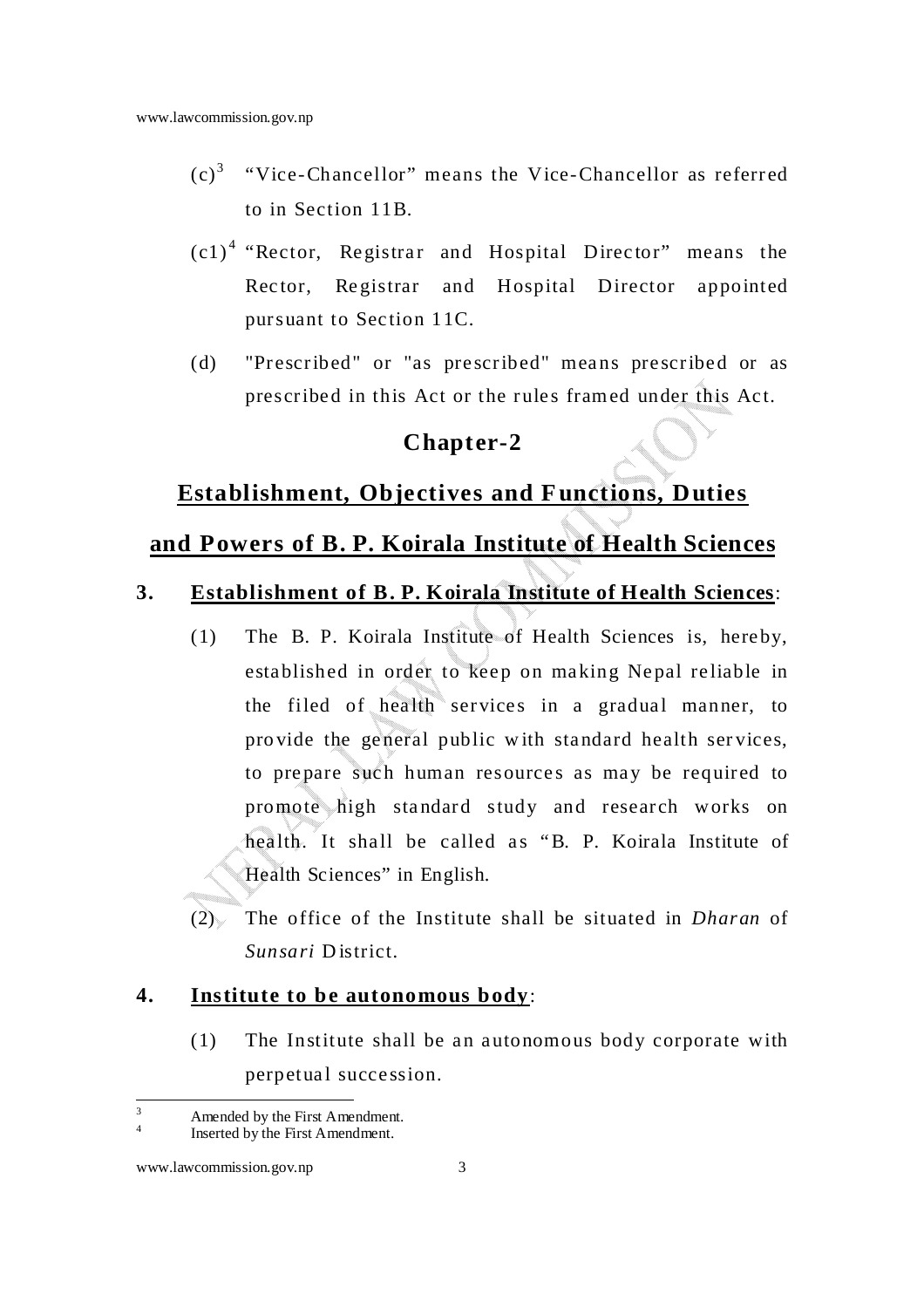(c)[3] "Vice-Chancellor" means the Vice-Chancellor as referred to in Section 11B.

(c1)[4] "Rector, Registrar and Hospital Director" means the Rector, Registrar and Hospital Director appointed pursuant to Section 11C.

(d) "Prescribed" or "as prescribed" means prescribed or as prescribed in this Act or the rules framed under this Act.

## Chapter-2

## Establishment, Objectives and Functions, Duties and Powers of B. P. Koirala Institute of Health Sciences

**3. Establishment of B. P. Koirala Institute of Health Sciences**:

(1) The B. P. Koirala Institute of Health Sciences is, hereby, established in order to keep on making Nepal reliable in the filed of health services in a gradual manner, to provide the general public with standard health services, to prepare such human resources as may be required to promote high standard study and research works on health. It shall be called as "B. P. Koirala Institute of Health Sciences" in English.

(2) The office of the Institute shall be situated in *Dharan* of *Sunsari* District.

**4. Institute to be autonomous body**:

(1) The Institute shall be an autonomous body corporate with perpetual succession.

---

[3] Amended by the First Amendment.

[4] Inserted by the First Amendment.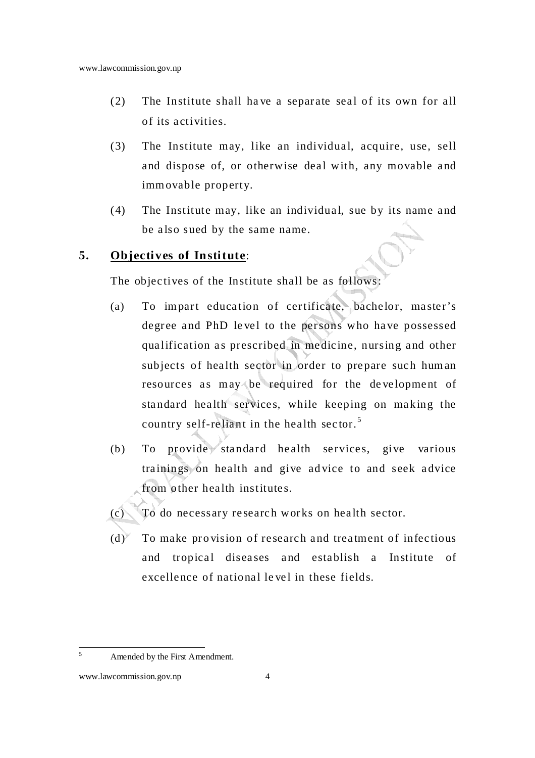(2) The Institute shall have a separate seal of its own for all of its activities.

(3) The Institute may, like an individual, acquire, use, sell and dispose of, or otherwise deal with, any movable and immovable property.

(4) The Institute may, like an individual, sue by its name and be also sued by the same name.

## 5. Objectives of Institute:

The objectives of the Institute shall be as follows:

(a) To impart education of certificate, bachelor, master's degree and PhD level to the persons who have possessed qualification as prescribed in medicine, nursing and other subjects of health sector in order to prepare such human resources as may be required for the development of standard health services, while keeping on making the country self-reliant in the health sector.[5]

(b) To provide standard health services, give various trainings on health and give advice to and seek advice from other health institutes.

(c) To do necessary research works on health sector.

(d) To make provision of research and treatment of infectious and tropical diseases and establish a Institute of excellence of national level in these fields.

---

[5] Amended by the First Amendment.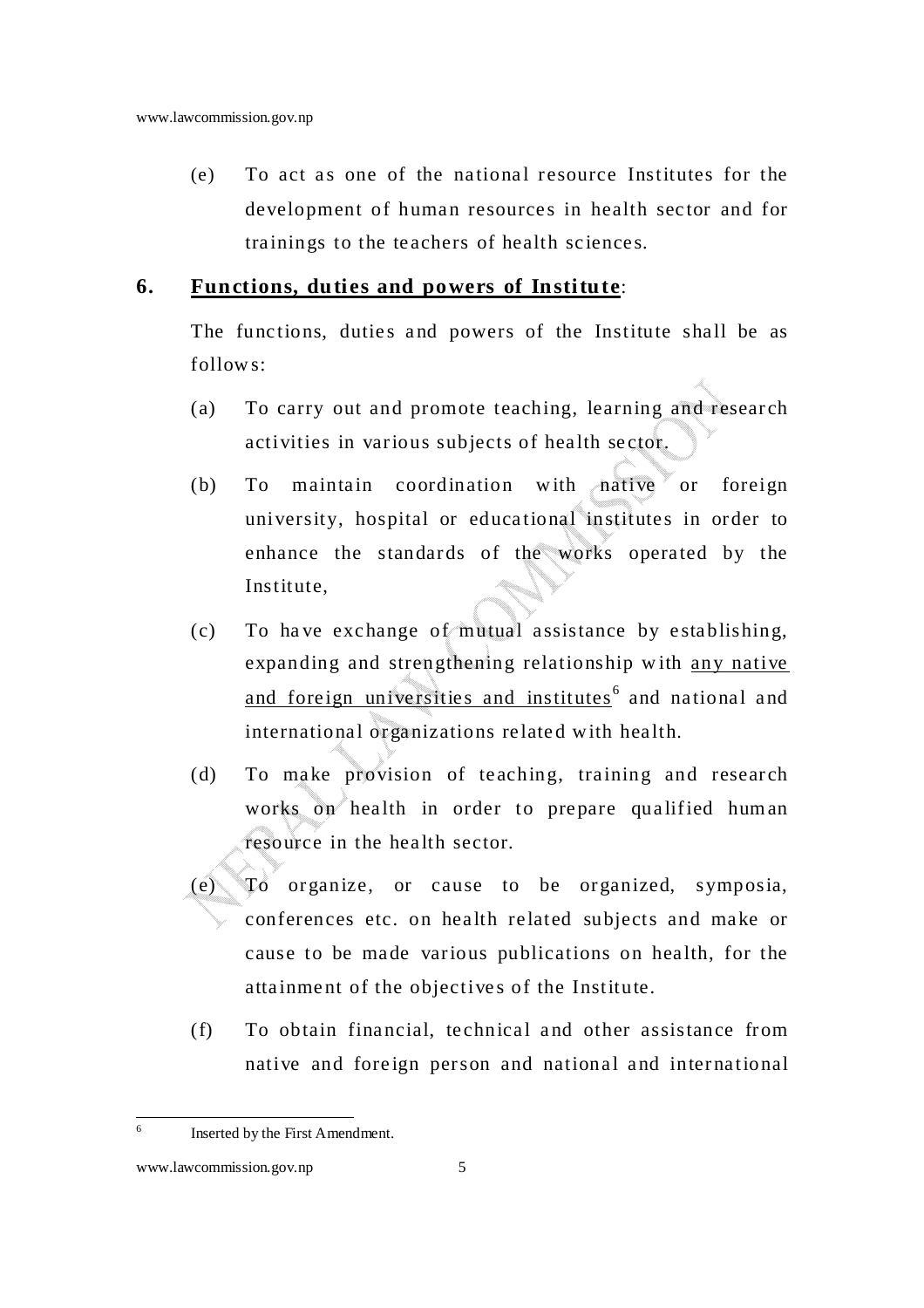(e) To act as one of the national resource Institutes for the development of human resources in health sector and for trainings to the teachers of health sciences.

## 6. Functions, duties and powers of Institute:

The functions, duties and powers of the Institute shall be as follows:

(a) To carry out and promote teaching, learning and research activities in various subjects of health sector.

(b) To maintain coordination with native or foreign university, hospital or educational institutes in order to enhance the standards of the works operated by the Institute,

(c) To have exchange of mutual assistance by establishing, expanding and strengthening relationship with any native and foreign universities and institutes[6] and national and international organizations related with health.

(d) To make provision of teaching, training and research works on health in order to prepare qualified human resource in the health sector.

(e) To organize, or cause to be organized, symposia, conferences etc. on health related subjects and make or cause to be made various publications on health, for the attainment of the objectives of the Institute.

(f) To obtain financial, technical and other assistance from native and foreign person and national and international

---

[6] Inserted by the First Amendment.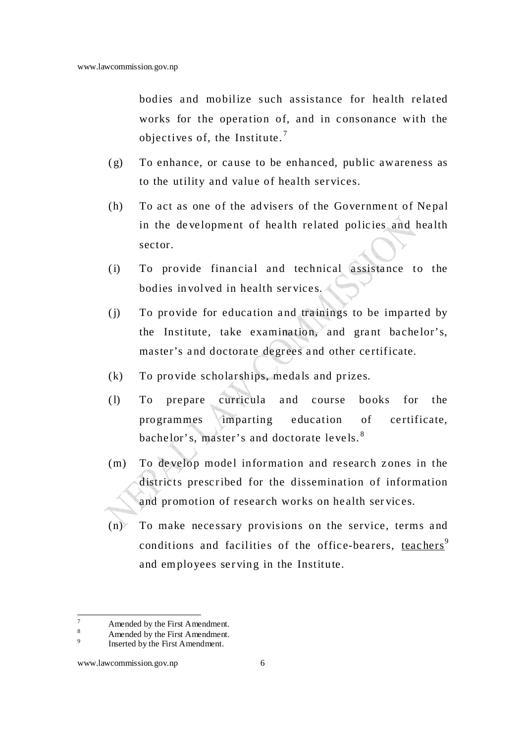bodies and mobilize such assistance for health related works for the operation of, and in consonance with the objectives of, the Institute.[7]

(g) To enhance, or cause to be enhanced, public awareness as to the utility and value of health services.

(h) To act as one of the advisers of the Government of Nepal in the development of health related policies and health sector.

(i) To provide financial and technical assistance to the bodies involved in health services.

(j) To provide for education and trainings to be imparted by the Institute, take examination, and grant bachelor's, master's and doctorate degrees and other certificate.

(k) To provide scholarships, medals and prizes.

(l) To prepare curricula and course books for the programmes imparting education of certificate, bachelor's, master's and doctorate levels.[8]

(m) To develop model information and research zones in the districts prescribed for the dissemination of information and promotion of research works on health services.

(n) To make necessary provisions on the service, terms and conditions and facilities of the office-bearers, teachers[9] and employees serving in the Institute.

---

[7] Amended by the First Amendment.
[8] Amended by the First Amendment.
[9] Inserted by the First Amendment.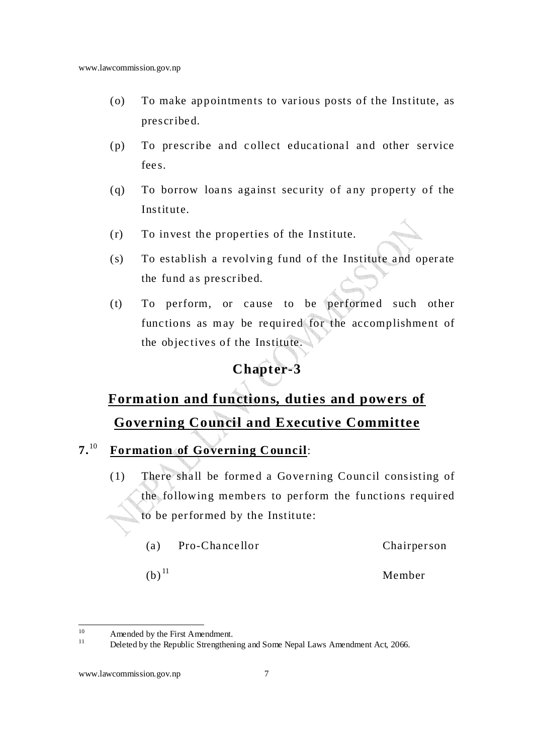(o) To make appointments to various posts of the Institute, as prescribed.

(p) To prescribe and collect educational and other service fees.

(q) To borrow loans against security of any property of the Institute.

(r) To invest the properties of the Institute.

(s) To establish a revolving fund of the Institute and operate the fund as prescribed.

(t) To perform, or cause to be performed such other functions as may be required for the accomplishment of the objectives of the Institute.

## Chapter-3

## Formation and functions, duties and powers of Governing Council and Executive Committee

**7.**[10] **Formation of Governing Council**:

(1) There shall be formed a Governing Council consisting of the following members to perform the functions required to be performed by the Institute:

| | | |
|---|---|---|
| (a) | Pro-Chancellor | Chairperson |
| (b)[11] | | Member |

---

[10] Amended by the First Amendment.

[11] Deleted by the Republic Strengthening and Some Nepal Laws Amendment Act, 2066.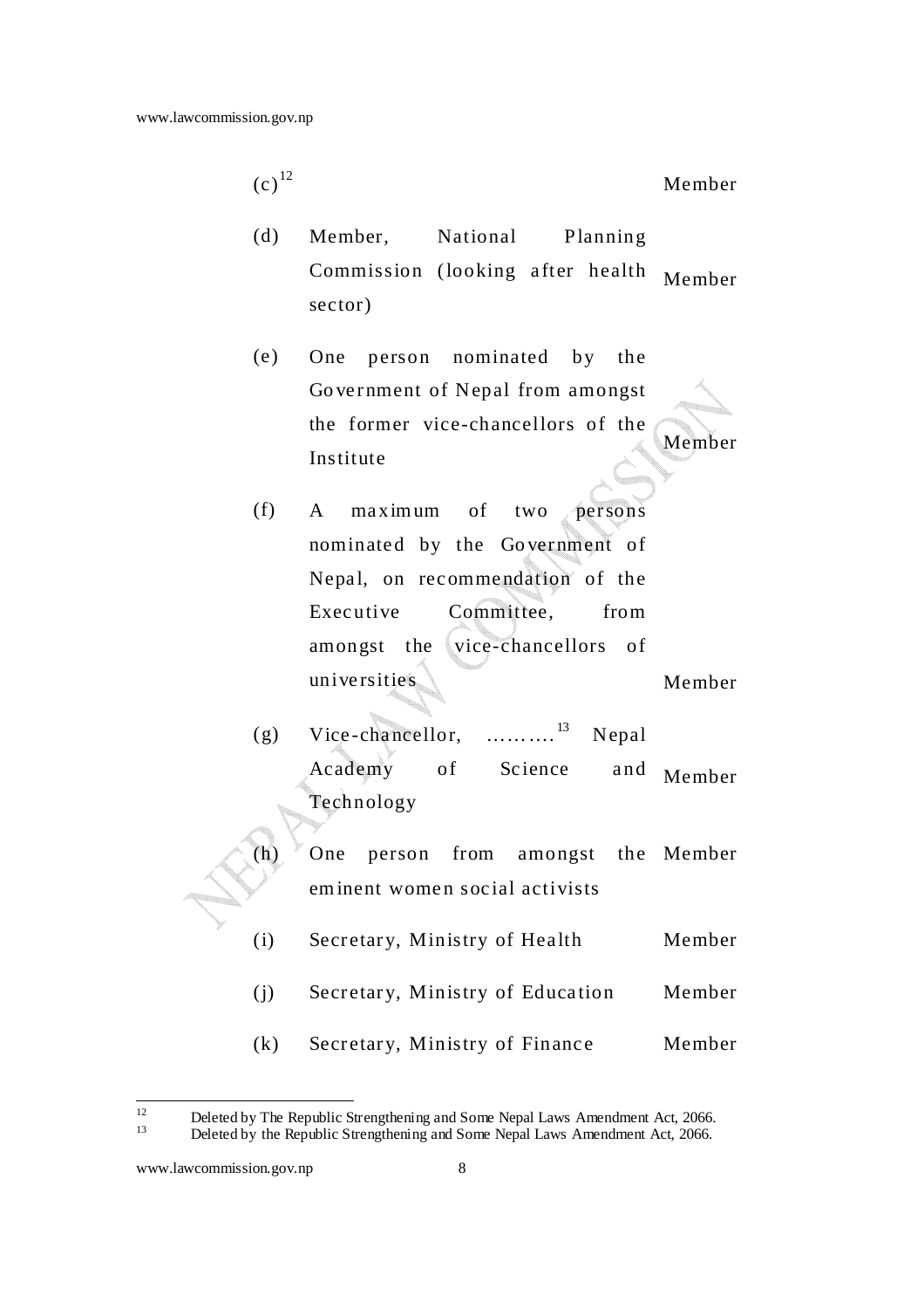(c)[12] Member

(d) Member, National Planning Commission (looking after health sector) Member

(e) One person nominated by the Government of Nepal from amongst the former vice-chancellors of the Institute Member

(f) A maximum of two persons nominated by the Government of Nepal, on recommendation of the Executive Committee, from amongst the vice-chancellors of universities Member

(g) Vice-chancellor, ……….[13] Nepal Academy of Science and Technology Member

(h) One person from amongst the eminent women social activists Member

(i) Secretary, Ministry of Health Member

(j) Secretary, Ministry of Education Member

(k) Secretary, Ministry of Finance Member

---

[12] Deleted by The Republic Strengthening and Some Nepal Laws Amendment Act, 2066.

[13] Deleted by the Republic Strengthening and Some Nepal Laws Amendment Act, 2066.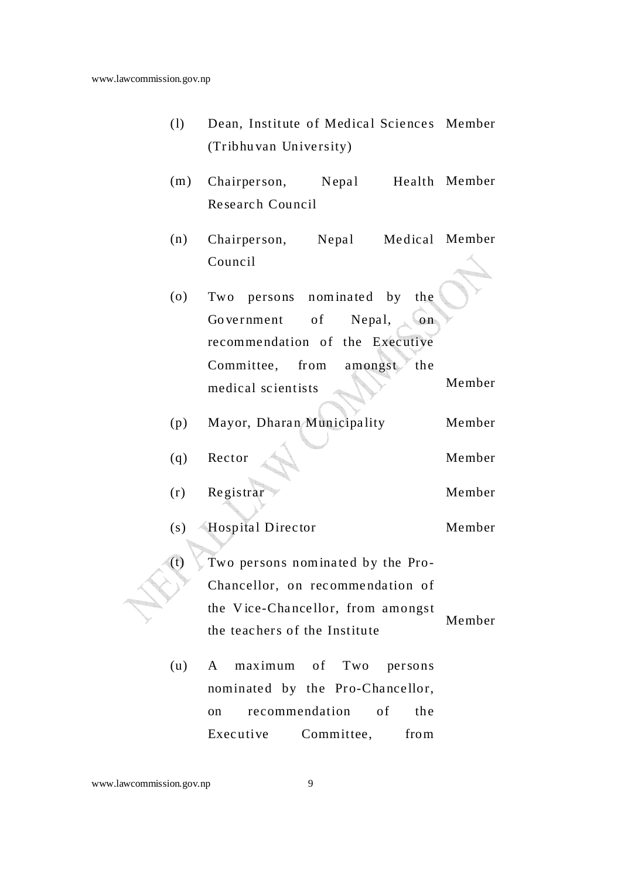| | | |
|---|---|---|
| (l) | Dean, Institute of Medical Sciences (Tribhuvan University) | Member |
| (m) | Chairperson, Nepal Health Research Council | Member |
| (n) | Chairperson, Nepal Medical Council | Member |
| (o) | Two persons nominated by the Government of Nepal, on recommendation of the Executive Committee, from amongst the medical scientists | Member |
| (p) | Mayor, Dharan Municipality | Member |
| (q) | Rector | Member |
| (r) | Registrar | Member |
| (s) | Hospital Director | Member |
| (t) | Two persons nominated by the Pro-Chancellor, on recommendation of the Vice-Chancellor, from amongst the teachers of the Institute | Member |
| (u) | A maximum of Two persons nominated by the Pro-Chancellor, on recommendation of the Executive Committee, from | |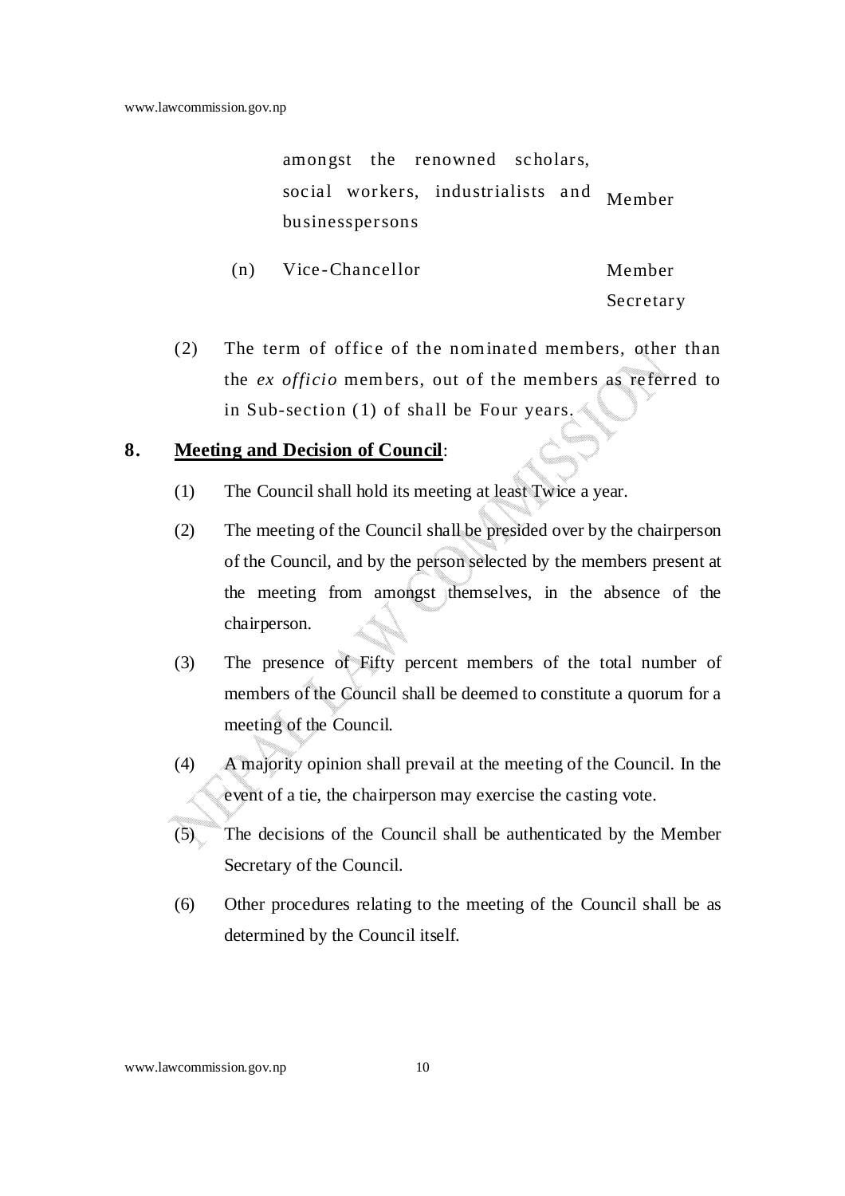| | | |
|---|---|---|
| | amongst the renowned scholars, social workers, industrialists and businesspersons | Member |
| (n) | Vice-Chancellor | Member Secretary |

(2) The term of office of the nominated members, other than the *ex officio* members, out of the members as referred to in Sub-section (1) of shall be Four years.

**8. Meeting and Decision of Council**:

(1) The Council shall hold its meeting at least Twice a year.

(2) The meeting of the Council shall be presided over by the chairperson of the Council, and by the person selected by the members present at the meeting from amongst themselves, in the absence of the chairperson.

(3) The presence of Fifty percent members of the total number of members of the Council shall be deemed to constitute a quorum for a meeting of the Council.

(4) A majority opinion shall prevail at the meeting of the Council. In the event of a tie, the chairperson may exercise the casting vote.

(5) The decisions of the Council shall be authenticated by the Member Secretary of the Council.

(6) Other procedures relating to the meeting of the Council shall be as determined by the Council itself.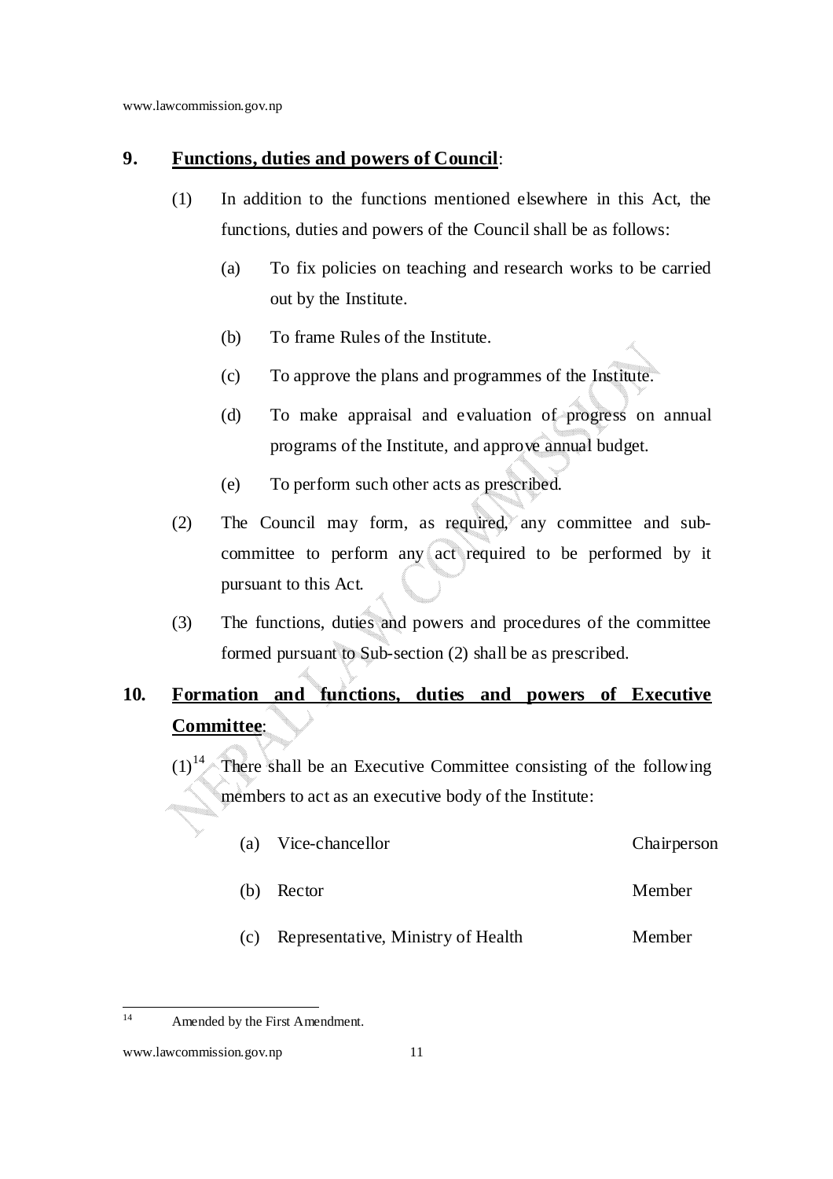**9. Functions, duties and powers of Council**:

(1) In addition to the functions mentioned elsewhere in this Act, the functions, duties and powers of the Council shall be as follows:

(a) To fix policies on teaching and research works to be carried out by the Institute.

(b) To frame Rules of the Institute.

(c) To approve the plans and programmes of the Institute.

(d) To make appraisal and evaluation of progress on annual programs of the Institute, and approve annual budget.

(e) To perform such other acts as prescribed.

(2) The Council may form, as required, any committee and sub-committee to perform any act required to be performed by it pursuant to this Act.

(3) The functions, duties and powers and procedures of the committee formed pursuant to Sub-section (2) shall be as prescribed.

**10. Formation and functions, duties and powers of Executive Committee**:

(1)[14] There shall be an Executive Committee consisting of the following members to act as an executive body of the Institute:

(a) Vice-chancellor — Chairperson

(b) Rector — Member

(c) Representative, Ministry of Health — Member

---

[14] Amended by the First Amendment.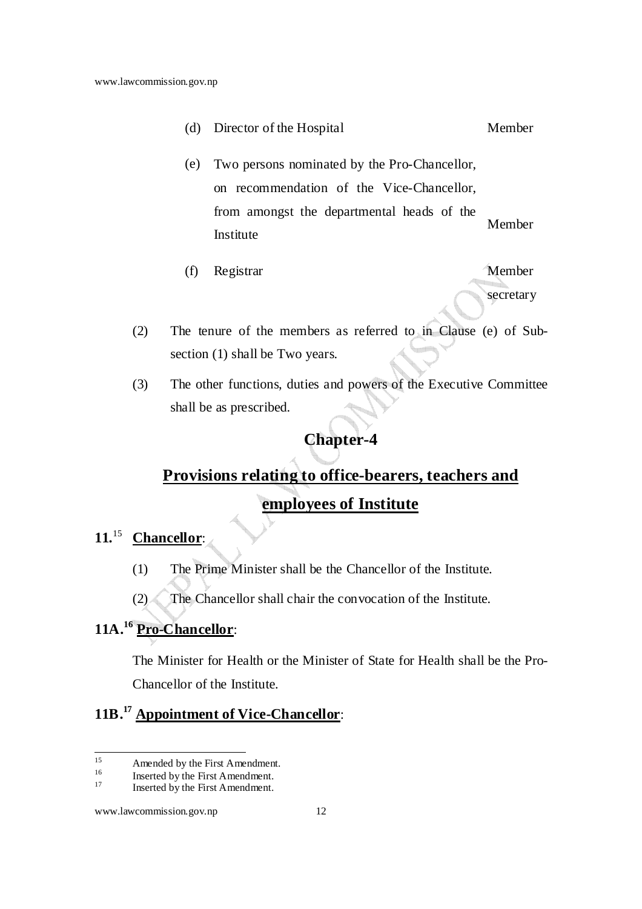| | | |
|---|---|---|
| (d) | Director of the Hospital | Member |
| (e) | Two persons nominated by the Pro-Chancellor, on recommendation of the Vice-Chancellor, from amongst the departmental heads of the Institute | Member |
| (f) | Registrar | Member secretary |

(2) The tenure of the members as referred to in Clause (e) of Sub-section (1) shall be Two years.

(3) The other functions, duties and powers of the Executive Committee shall be as prescribed.

## Chapter-4

## Provisions relating to office-bearers, teachers and employees of Institute

**11.**[15] **Chancellor**:

(1) The Prime Minister shall be the Chancellor of the Institute.

(2) The Chancellor shall chair the convocation of the Institute.

**11A.**[16] **Pro-Chancellor**:

The Minister for Health or the Minister of State for Health shall be the Pro-Chancellor of the Institute.

**11B.**[17] **Appointment of Vice-Chancellor**:

---

[15] Amended by the First Amendment.

[16] Inserted by the First Amendment.

[17] Inserted by the First Amendment.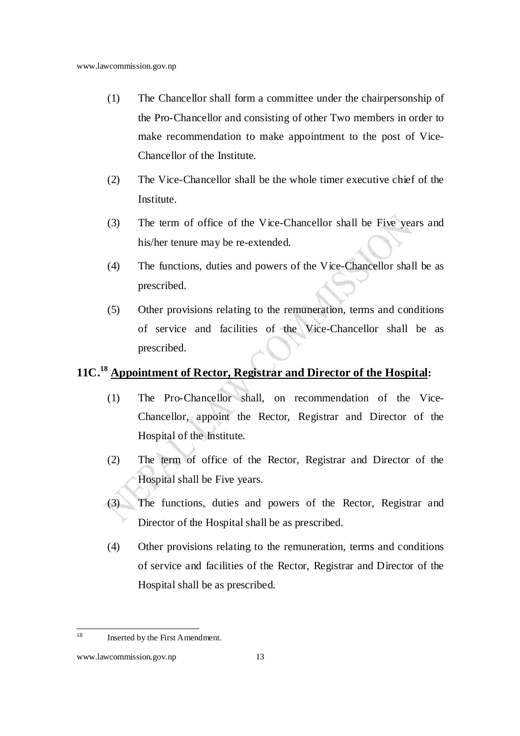(1) The Chancellor shall form a committee under the chairpersonship of the Pro-Chancellor and consisting of other Two members in order to make recommendation to make appointment to the post of Vice-Chancellor of the Institute.

(2) The Vice-Chancellor shall be the whole timer executive chief of the Institute.

(3) The term of office of the Vice-Chancellor shall be Five years and his/her tenure may be re-extended.

(4) The functions, duties and powers of the Vice-Chancellor shall be as prescribed.

(5) Other provisions relating to the remuneration, terms and conditions of service and facilities of the Vice-Chancellor shall be as prescribed.

**11C.[18] <u>Appointment of Rector, Registrar and Director of the Hospital</u>:**

(1) The Pro-Chancellor shall, on recommendation of the Vice-Chancellor, appoint the Rector, Registrar and Director of the Hospital of the Institute.

(2) The term of office of the Rector, Registrar and Director of the Hospital shall be Five years.

(3) The functions, duties and powers of the Rector, Registrar and Director of the Hospital shall be as prescribed.

(4) Other provisions relating to the remuneration, terms and conditions of service and facilities of the Rector, Registrar and Director of the Hospital shall be as prescribed.

---

[18] Inserted by the First Amendment.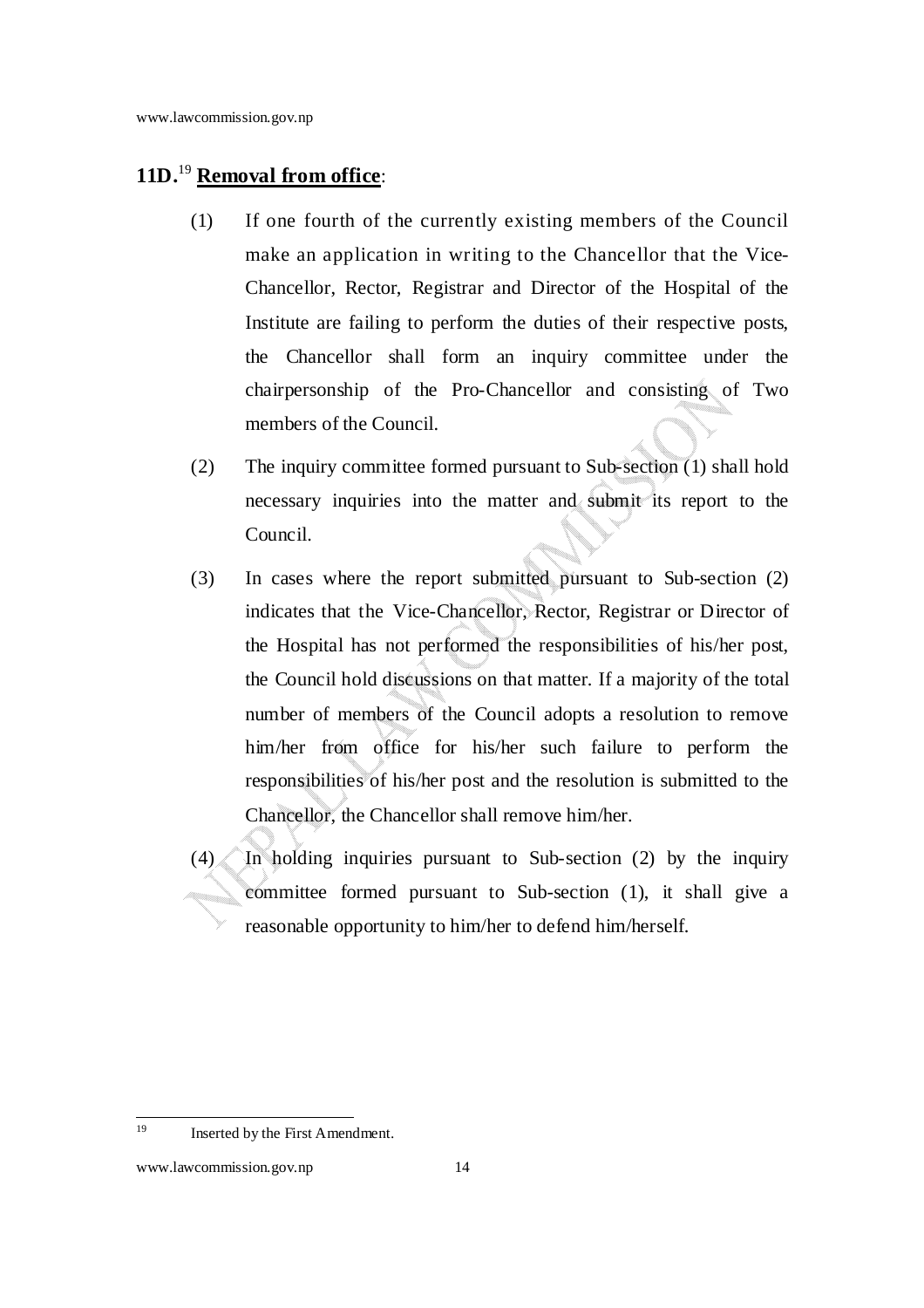**11D.**[19] **Removal from office**:

(1) If one fourth of the currently existing members of the Council make an application in writing to the Chancellor that the Vice-Chancellor, Rector, Registrar and Director of the Hospital of the Institute are failing to perform the duties of their respective posts, the Chancellor shall form an inquiry committee under the chairpersonship of the Pro-Chancellor and consisting of Two members of the Council.

(2) The inquiry committee formed pursuant to Sub-section (1) shall hold necessary inquiries into the matter and submit its report to the Council.

(3) In cases where the report submitted pursuant to Sub-section (2) indicates that the Vice-Chancellor, Rector, Registrar or Director of the Hospital has not performed the responsibilities of his/her post, the Council hold discussions on that matter. If a majority of the total number of members of the Council adopts a resolution to remove him/her from office for his/her such failure to perform the responsibilities of his/her post and the resolution is submitted to the Chancellor, the Chancellor shall remove him/her.

(4) In holding inquiries pursuant to Sub-section (2) by the inquiry committee formed pursuant to Sub-section (1), it shall give a reasonable opportunity to him/her to defend him/herself.

---

[19] Inserted by the First Amendment.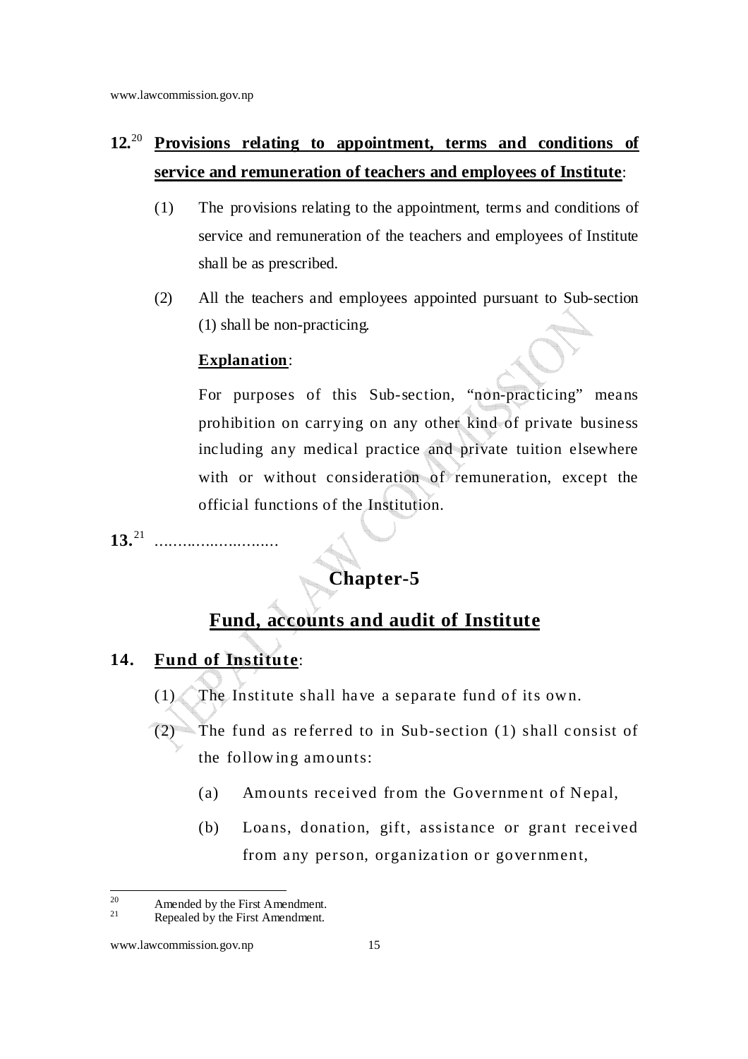**12.**[20] **Provisions relating to appointment, terms and conditions of service and remuneration of teachers and employees of Institute**:

(1) The provisions relating to the appointment, terms and conditions of service and remuneration of the teachers and employees of Institute shall be as prescribed.

(2) All the teachers and employees appointed pursuant to Sub-section (1) shall be non-practicing.

**Explanation**:

For purposes of this Sub-section, "non-practicing" means prohibition on carrying on any other kind of private business including any medical practice and private tuition elsewhere with or without consideration of remuneration, except the official functions of the Institution.

**13.**[21] ..........................

## Chapter-5

## Fund, accounts and audit of Institute

**14. Fund of Institute**:

(1) The Institute shall have a separate fund of its own.

(2) The fund as referred to in Sub-section (1) shall consist of the following amounts:

(a) Amounts received from the Government of Nepal,

(b) Loans, donation, gift, assistance or grant received from any person, organization or government,

---

[20] Amended by the First Amendment.
[21] Repealed by the First Amendment.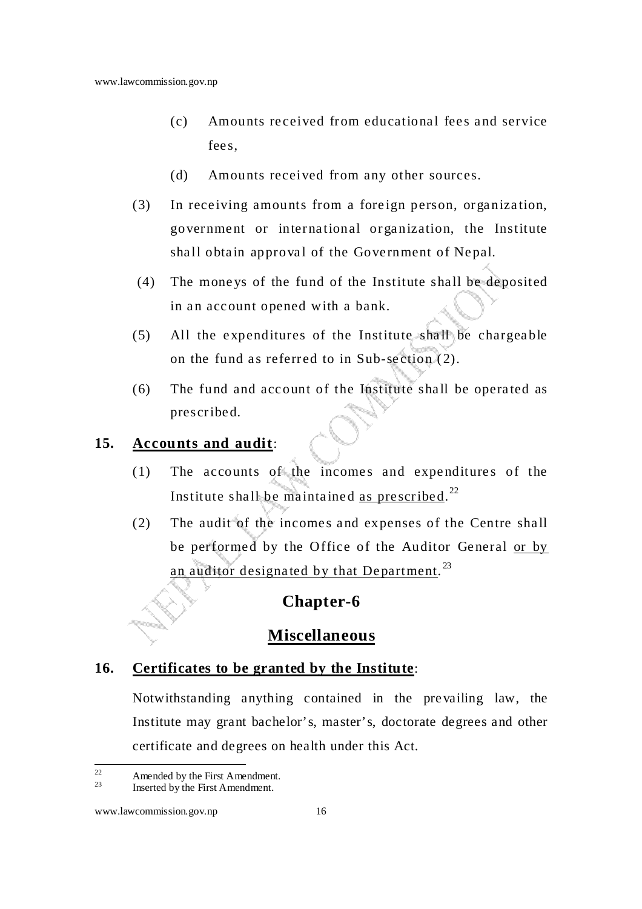(c) Amounts received from educational fees and service fees,

(d) Amounts received from any other sources.

(3) In receiving amounts from a foreign person, organization, government or international organization, the Institute shall obtain approval of the Government of Nepal.

(4) The moneys of the fund of the Institute shall be deposited in an account opened with a bank.

(5) All the expenditures of the Institute shall be chargeable on the fund as referred to in Sub-section (2).

(6) The fund and account of the Institute shall be operated as prescribed.

**15. Accounts and audit:**

(1) The accounts of the incomes and expenditures of the Institute shall be maintained as prescribed.[22]

(2) The audit of the incomes and expenses of the Centre shall be performed by the Office of the Auditor General or by an auditor designated by that Department.[23]

## Chapter-6

## Miscellaneous

**16. Certificates to be granted by the Institute:**

Notwithstanding anything contained in the prevailing law, the Institute may grant bachelor's, master's, doctorate degrees and other certificate and degrees on health under this Act.

---

[22] Amended by the First Amendment.

[23] Inserted by the First Amendment.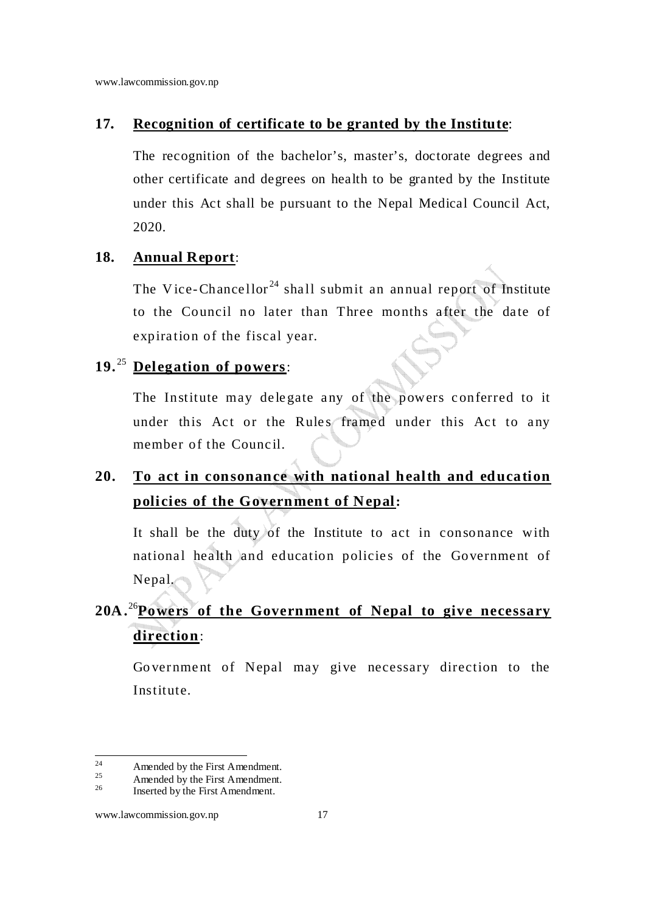**17. Recognition of certificate to be granted by the Institute:**

The recognition of the bachelor's, master's, doctorate degrees and other certificate and degrees on health to be granted by the Institute under this Act shall be pursuant to the Nepal Medical Council Act, 2020.

**18. Annual Report:**

The Vice-Chancellor[24] shall submit an annual report of Institute to the Council no later than Three months after the date of expiration of the fiscal year.

**19.[25] Delegation of powers:**

The Institute may delegate any of the powers conferred to it under this Act or the Rules framed under this Act to any member of the Council.

**20. To act in consonance with national health and education policies of the Government of Nepal:**

It shall be the duty of the Institute to act in consonance with national health and education policies of the Government of Nepal.

**20A.[26] Powers of the Government of Nepal to give necessary direction:**

Government of Nepal may give necessary direction to the Institute.

---

[24] Amended by the First Amendment.
[25] Amended by the First Amendment.
[26] Inserted by the First Amendment.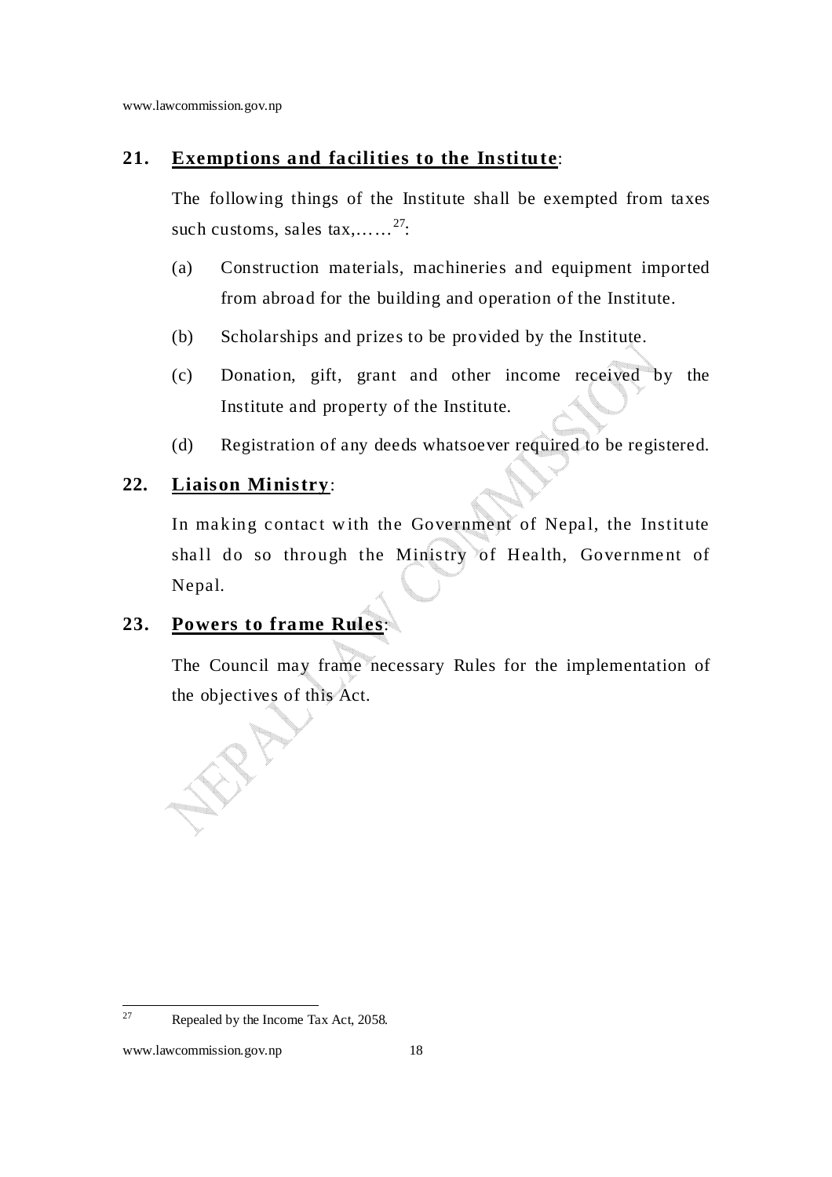**21. Exemptions and facilities to the Institute**:

The following things of the Institute shall be exempted from taxes such customs, sales tax,……[27]:

(a) Construction materials, machineries and equipment imported from abroad for the building and operation of the Institute.

(b) Scholarships and prizes to be provided by the Institute.

(c) Donation, gift, grant and other income received by the Institute and property of the Institute.

(d) Registration of any deeds whatsoever required to be registered.

**22. Liaison Ministry**:

In making contact with the Government of Nepal, the Institute shall do so through the Ministry of Health, Government of Nepal.

**23. Powers to frame Rules**:

The Council may frame necessary Rules for the implementation of the objectives of this Act.

---

[27] Repealed by the Income Tax Act, 2058.